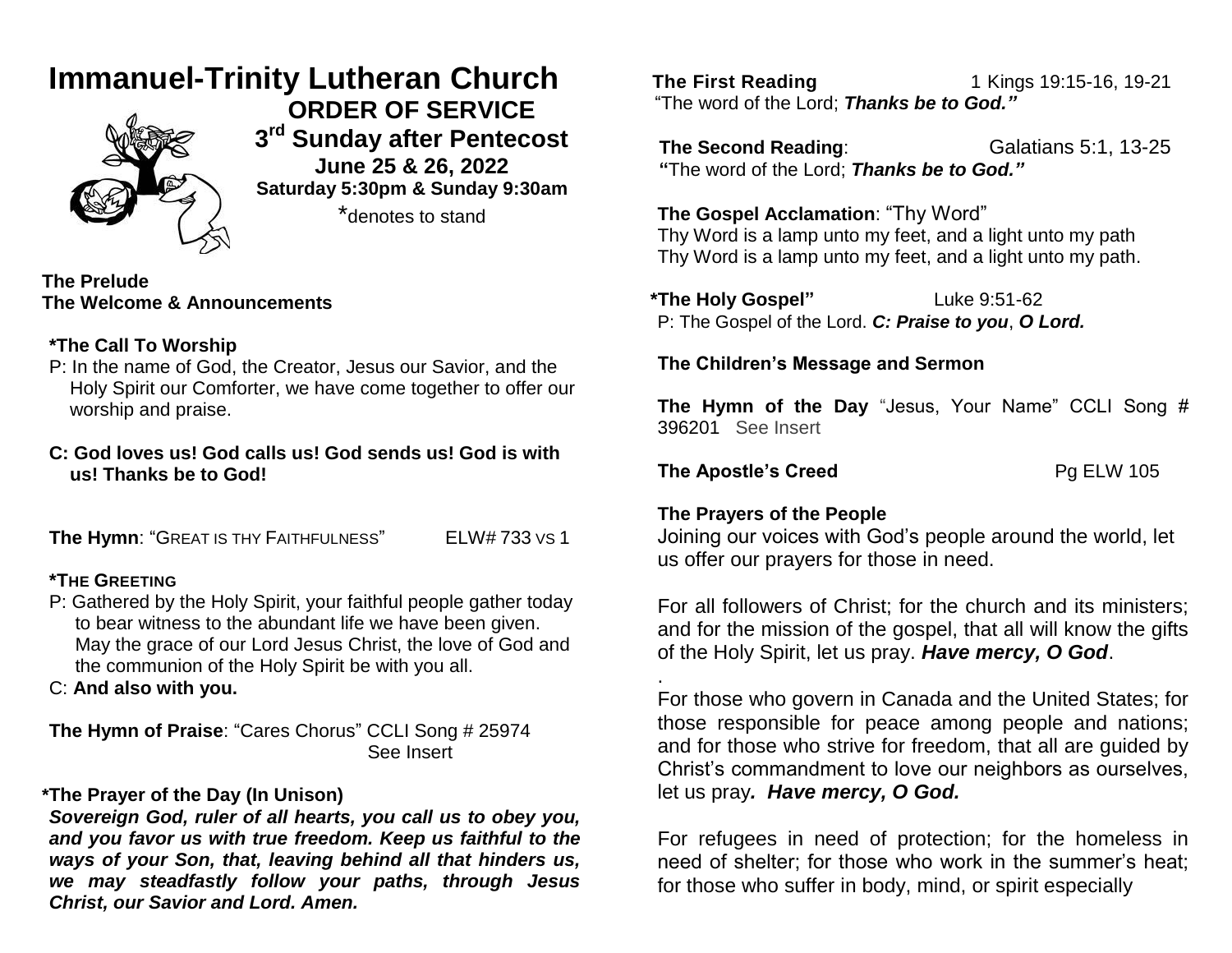# Immanuel-Trinity Lutheran Church

## ORDER OF SERVICE

## 3rd Sunday after Pentecost

**June 25 & 26, 2022**

**Saturday 5:30pm & Sunday 9:30am**

*denotes to stand

**The Prelude**

**The Welcome & Announcements**

**\*The Call To Worship**

P: In the name of God, the Creator, Jesus our Savior, and the Holy Spirit our Comforter, we have come together to offer our worship and praise.

**C: God loves us! God calls us! God sends us! God is with us! Thanks be to God!**

**The Hymn**: "GREAT IS THY FAITHFULNESS" ELW# 733 VS 1

**\*THE GREETING**

P: Gathered by the Holy Spirit, your faithful people gather today to bear witness to the abundant life we have been given. May the grace of our Lord Jesus Christ, the love of God and the communion of the Holy Spirit be with you all.

C: **And also with you.**

**The Hymn of Praise**: "Cares Chorus" CCLI Song # 25974 See Insert

**\*The Prayer of the Day (In Unison)**

***Sovereign God, ruler of all hearts, you call us to obey you, and you favor us with true freedom. Keep us faithful to the ways of your Son, that, leaving behind all that hinders us, we may steadfastly follow your paths, through Jesus Christ, our Savior and Lord. Amen.***

**The First Reading** 1 Kings 19:15-16, 19-21

"The word of the Lord; ***Thanks be to God."***

**The Second Reading**: Galatians 5:1, 13-25

**"**The word of the Lord; ***Thanks be to God."***

**The Gospel Acclamation**: "Thy Word"

Thy Word is a lamp unto my feet, and a light unto my path
Thy Word is a lamp unto my feet, and a light unto my path.

**\*The Holy Gospel"** Luke 9:51-62

P: The Gospel of the Lord. ***C: Praise to you***, ***O Lord.***

**The Children's Message and Sermon**

**The Hymn of the Day** "Jesus, Your Name" CCLI Song # 396201 See Insert

**The Apostle's Creed** Pg ELW 105

**The Prayers of the People**

Joining our voices with God's people around the world, let us offer our prayers for those in need.

For all followers of Christ; for the church and its ministers; and for the mission of the gospel, that all will know the gifts of the Holy Spirit, let us pray. ***Have mercy, O God***.

.

For those who govern in Canada and the United States; for those responsible for peace among people and nations; and for those who strive for freedom, that all are guided by Christ's commandment to love our neighbors as ourselves, let us pray***. Have mercy, O God.***

For refugees in need of protection; for the homeless in need of shelter; for those who work in the summer's heat; for those who suffer in body, mind, or spirit especially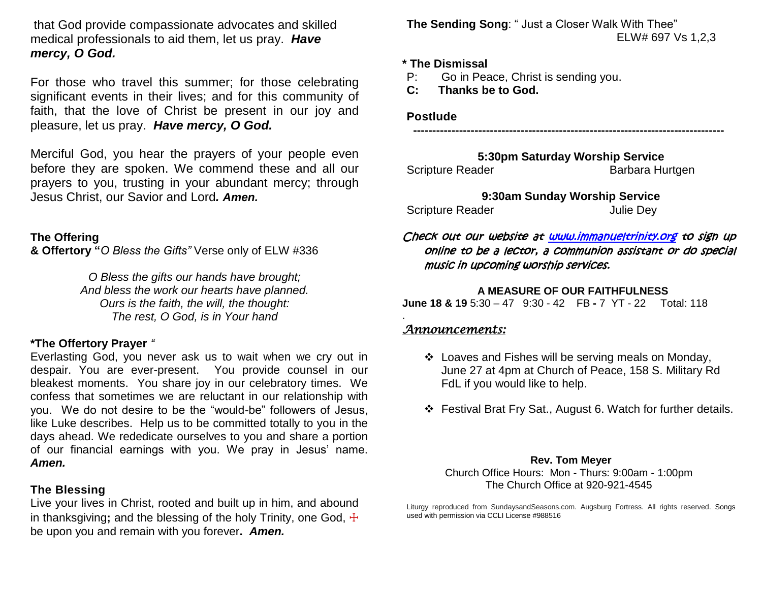that God provide compassionate advocates and skilled medical professionals to aid them, let us pray. ***Have mercy, O God.***

For those who travel this summer; for those celebrating significant events in their lives; and for this community of faith, that the love of Christ be present in our joy and pleasure, let us pray. ***Have mercy, O God.***

Merciful God, you hear the prayers of your people even before they are spoken. We commend these and all our prayers to you, trusting in your abundant mercy; through Jesus Christ, our Savior and Lord***. Amen.***

**The Offering**
**& Offertory "***O Bless the Gifts"* Verse only of ELW #336

*O Bless the gifts our hands have brought;*
*And bless the work our hearts have planned.*
*Ours is the faith, the will, the thought:*
*The rest, O God, is in Your hand*

**\*The Offertory Prayer** *"*
Everlasting God, you never ask us to wait when we cry out in despair. You are ever-present. You provide counsel in our bleakest moments. You share joy in our celebratory times. We confess that sometimes we are reluctant in our relationship with you. We do not desire to be the "would-be" followers of Jesus, like Luke describes. Help us to be committed totally to you in the days ahead. We rededicate ourselves to you and share a portion of our financial earnings with you. We pray in Jesus' name. ***Amen.***

**The Blessing**
Live your lives in Christ, rooted and built up in him, and abound in thanksgiving**;** and the blessing of the holy Trinity, one God, ☩ be upon you and remain with you forever**.** ***Amen.***

**The Sending Song**: " Just a Closer Walk With Thee"
ELW# 697 Vs 1,2,3

**\* The Dismissal**
P: Go in Peace, Christ is sending you.
**C: Thanks be to God.**

**Postlude**

-------------------------------------------------------------------------------

**5:30pm Saturday Worship Service**
Scripture Reader Barbara Hurtgen

**9:30am Sunday Worship Service**
Scripture Reader Julie Dey

*Check out our website at [www.immanueltrinity.org](http://www.immanueltrinity.org) to sign up online to be a lector, a communion assistant or do special music in upcoming worship services.*

**A MEASURE OF OUR FAITHFULNESS**
**June 18 & 19** 5:30 – 47 9:30 - 42 FB **-** 7 YT - 22 Total: 118

*Announcements:*

- Loaves and Fishes will be serving meals on Monday, June 27 at 4pm at Church of Peace, 158 S. Military Rd FdL if you would like to help.
- Festival Brat Fry Sat., August 6. Watch for further details.

**Rev. Tom Meyer**
Church Office Hours: Mon - Thurs: 9:00am - 1:00pm
The Church Office at 920-921-4545

Liturgy reproduced from SundaysandSeasons.com. Augsburg Fortress. All rights reserved. Songs used with permission via CCLI License #988516